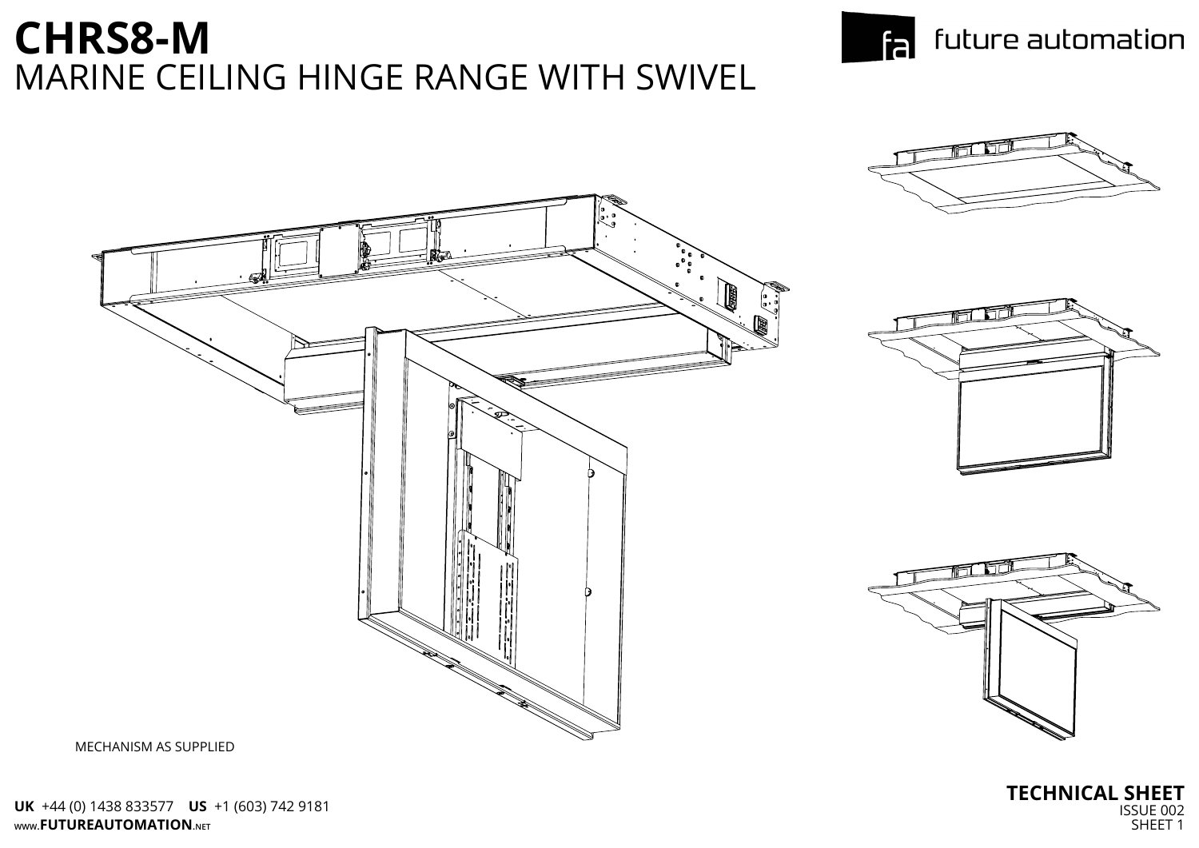# CHRS8-M

## MARINE CEILING HINGE RANGE WITH SWIVEL

future automation

MECHANISM AS SUPPLIED

**UK** +44 (0) 1438 833577 **US** +1 (603) 742 9181

www.**FUTUREAUTOMATION**.NET

**TECHNICAL SHEET**

ISSUE 002

SHEET 1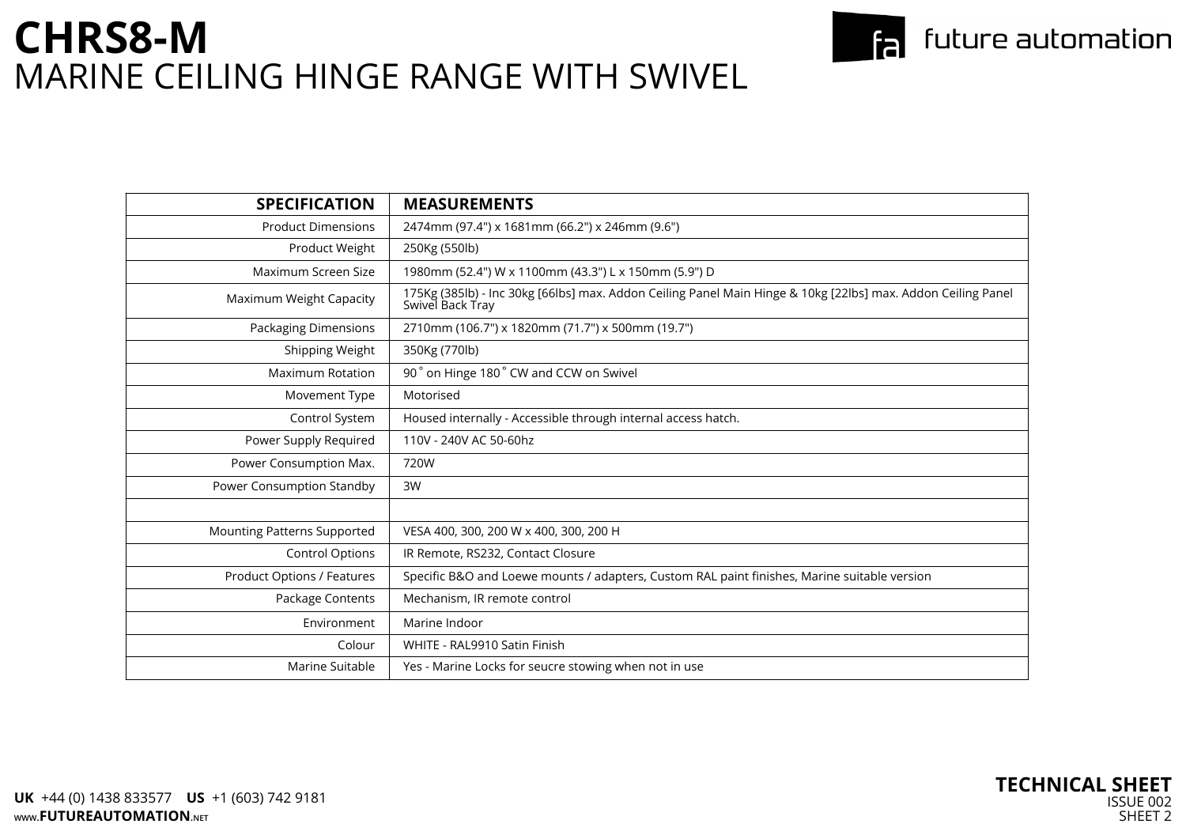# CHRS8-M

## MARINE CEILING HINGE RANGE WITH SWIVEL

| SPECIFICATION | MEASUREMENTS |
|---|---|
| Product Dimensions | 2474mm (97.4") x 1681mm (66.2") x 246mm (9.6") |
| Product Weight | 250Kg (550lb) |
| Maximum Screen Size | 1980mm (52.4") W x 1100mm (43.3") L x 150mm (5.9") D |
| Maximum Weight Capacity | 175Kg (385lb) - Inc 30kg [66lbs] max. Addon Ceiling Panel Main Hinge & 10kg [22lbs] max. Addon Ceiling Panel Swivel Back Tray |
| Packaging Dimensions | 2710mm (106.7") x 1820mm (71.7") x 500mm (19.7") |
| Shipping Weight | 350Kg (770lb) |
| Maximum Rotation | 90˚ on Hinge 180˚ CW and CCW on Swivel |
| Movement Type | Motorised |
| Control System | Housed internally - Accessible through internal access hatch. |
| Power Supply Required | 110V - 240V AC 50-60hz |
| Power Consumption Max. | 720W |
| Power Consumption Standby | 3W |
| | |
| Mounting Patterns Supported | VESA 400, 300, 200 W x 400, 300, 200 H |
| Control Options | IR Remote, RS232, Contact Closure |
| Product Options / Features | Specific B&O and Loewe mounts / adapters, Custom RAL paint finishes, Marine suitable version |
| Package Contents | Mechanism, IR remote control |
| Environment | Marine Indoor |
| Colour | WHITE - RAL9910 Satin Finish |
| Marine Suitable | Yes - Marine Locks for seucre stowing when not in use |

**UK** +44 (0) 1438 833577 **US** +1 (603) 742 9181
www.**FUTUREAUTOMATION**.NET

**TECHNICAL SHEET**
ISSUE 002
SHEET 2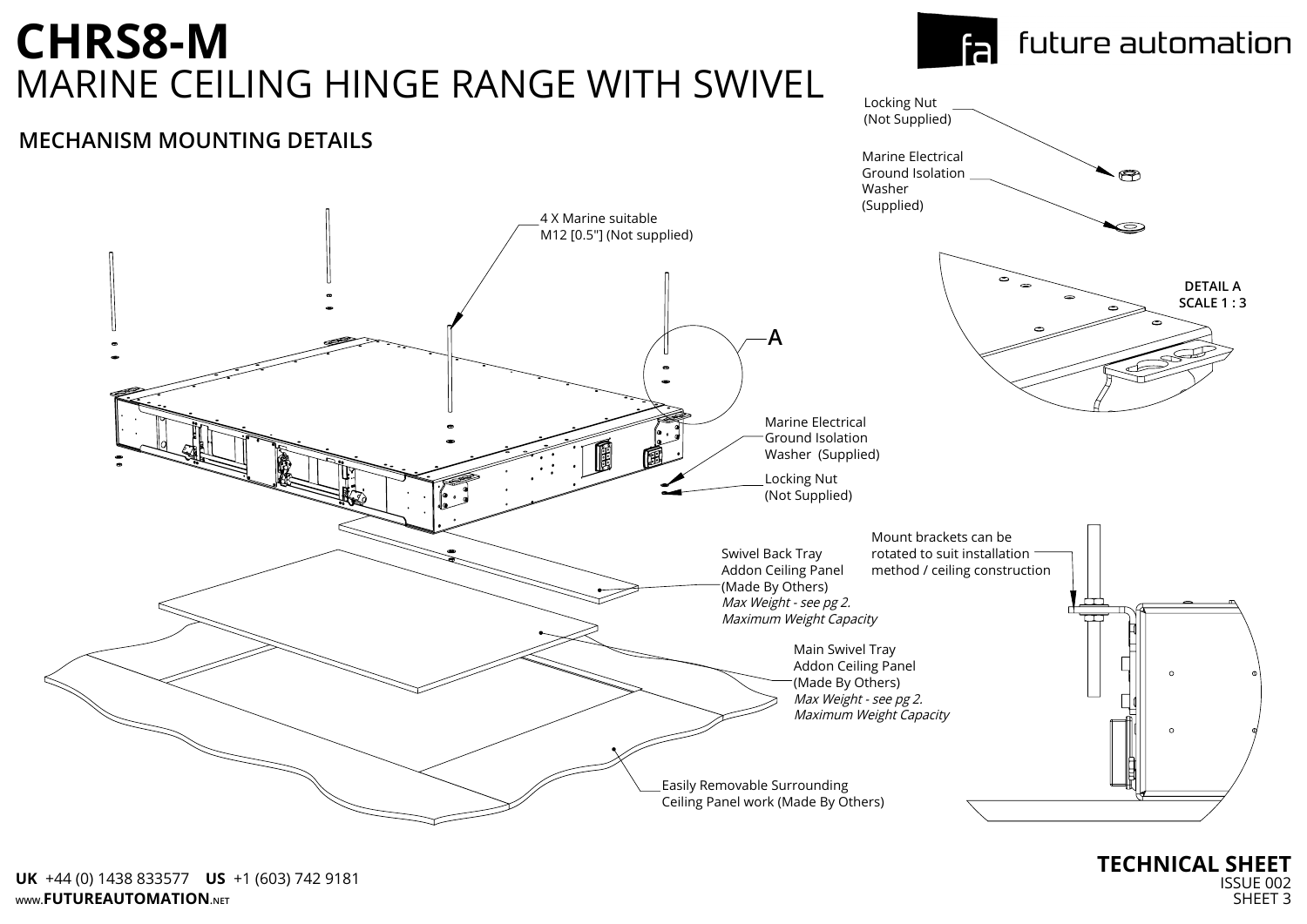# CHRS8-M
## MARINE CEILING HINGE RANGE WITH SWIVEL

future automation

### MECHANISM MOUNTING DETAILS

4 X Marine suitable M12 [0.5"] (Not supplied)

A

Locking Nut (Not Supplied)

Marine Electrical Ground Isolation Washer (Supplied)

DETAIL A
SCALE 1 : 3

Marine Electrical Ground Isolation Washer (Supplied)

Locking Nut (Not Supplied)

Swivel Back Tray Addon Ceiling Panel (Made By Others)
*Max Weight - see pg 2. Maximum Weight Capacity*

Mount brackets can be rotated to suit installation method / ceiling construction

Main Swivel Tray Addon Ceiling Panel (Made By Others)
*Max Weight - see pg 2. Maximum Weight Capacity*

Easily Removable Surrounding Ceiling Panel work (Made By Others)

**UK** +44 (0) 1438 833577 **US** +1 (603) 742 9181
www.**FUTUREAUTOMATION**.NET

**TECHNICAL SHEET**
ISSUE 002
SHEET 3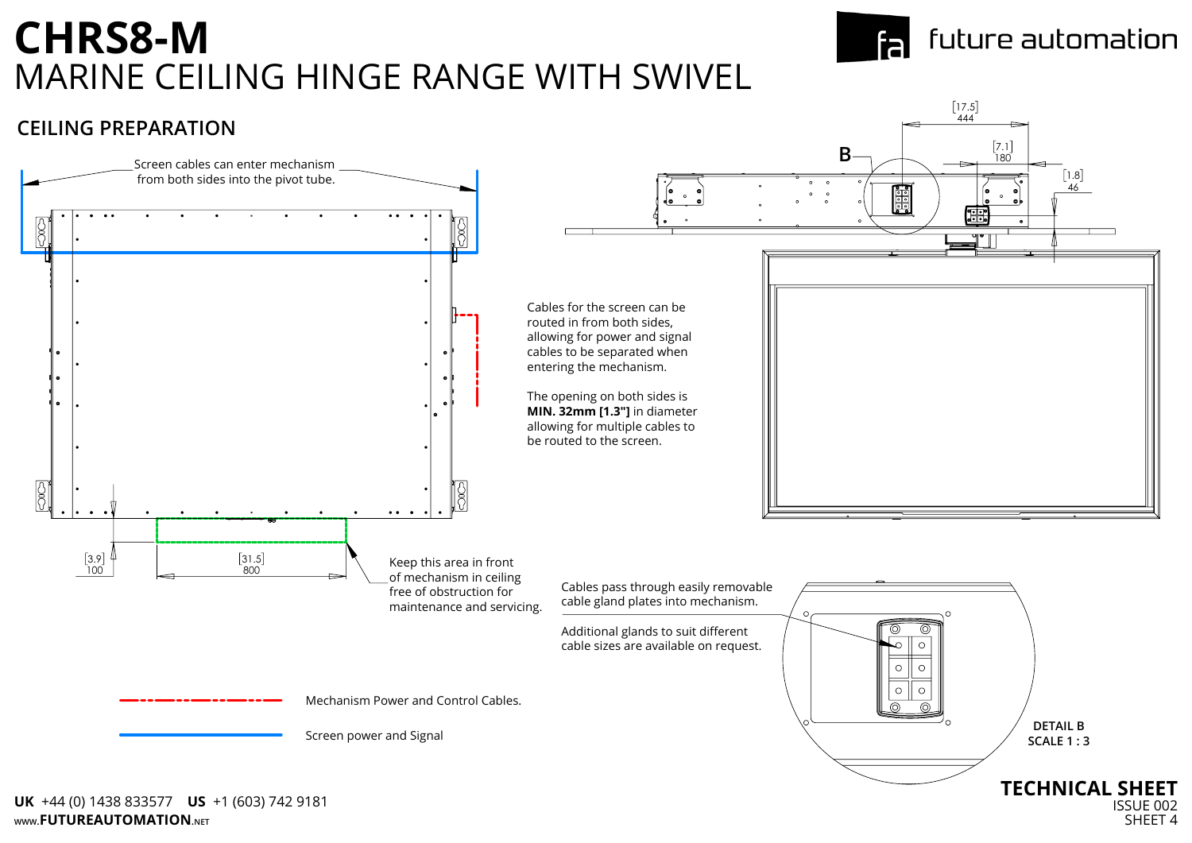# CHRS8-M

## MARINE CEILING HINGE RANGE WITH SWIVEL

## CEILING PREPARATION

Screen cables can enter mechanism from both sides into the pivot tube.

[3.9] 100

[31.5] 800

Keep this area in front of mechanism in ceiling free of obstruction for maintenance and servicing.

Mechanism Power and Control Cables.

Screen power and Signal

B

[17.5] 444

[7.1] 180

[1.8] 46

Cables for the screen can be routed in from both sides, allowing for power and signal cables to be separated when entering the mechanism.

The opening on both sides is **MIN. 32mm [1.3"]** in diameter allowing for multiple cables to be routed to the screen.

Cables pass through easily removable cable gland plates into mechanism.

Additional glands to suit different cable sizes are available on request.

DETAIL B
SCALE 1 : 3

**TECHNICAL SHEET**
ISSUE 002
SHEET 4

**UK** +44 (0) 1438 833577 **US** +1 (603) 742 9181
www.**FUTUREAUTOMATION**.NET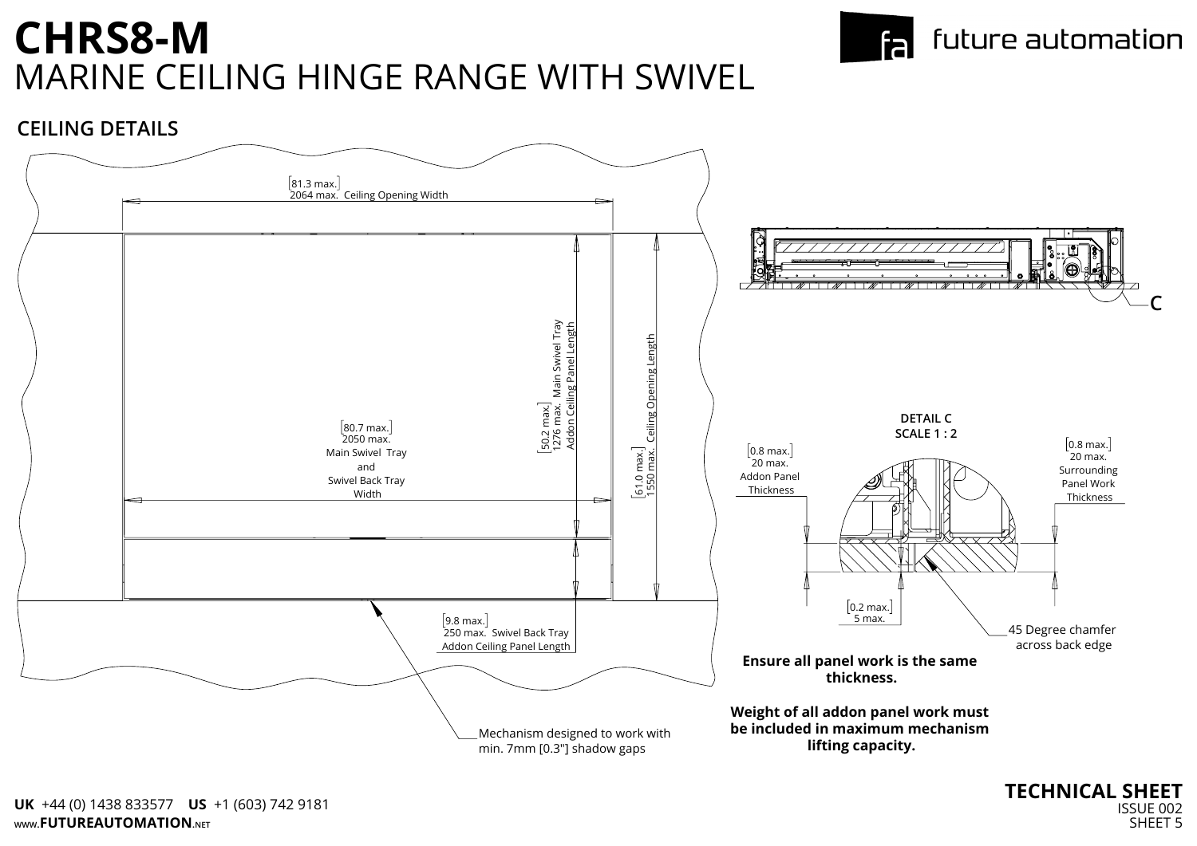# CHRS8-M

## MARINE CEILING HINGE RANGE WITH SWIVEL

future automation

### CEILING DETAILS

[81.3 max.]
2064 max. Ceiling Opening Width

[80.7 max.]
2050 max.
Main Swivel Tray and Swivel Back Tray Width

[50.2 max.]
1276 max. Main Swivel Tray Addon Ceiling Panel Length

[61.0 max.]
1550 max. Ceiling Opening Length

[9.8 max.]
250 max. Swivel Back Tray Addon Ceiling Panel Length

Mechanism designed to work with min. 7mm [0.3"] shadow gaps

C

**DETAIL C**
**SCALE 1 : 2**

[0.8 max.]
20 max.
Addon Panel Thickness

[0.8 max.]
20 max.
Surrounding Panel Work Thickness

[0.2 max.]
5 max.

45 Degree chamfer across back edge

**Ensure all panel work is the same thickness.**

**Weight of all addon panel work must be included in maximum mechanism lifting capacity.**

**UK** +44 (0) 1438 833577 **US** +1 (603) 742 9181
www.**FUTUREAUTOMATION**.NET

**TECHNICAL SHEET**
ISSUE 002
SHEET 5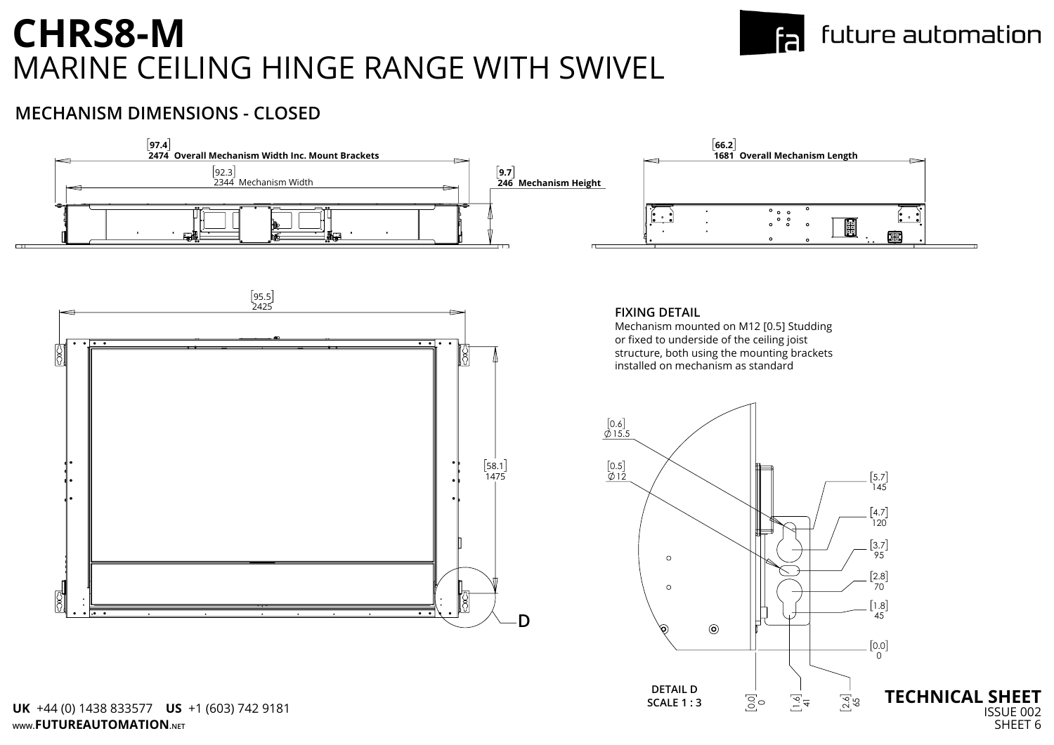# CHRS8-M

## MARINE CEILING HINGE RANGE WITH SWIVEL

future automation

### MECHANISM DIMENSIONS - CLOSED

[97.4]
**2474 Overall Mechanism Width Inc. Mount Brackets**

[92.3]
2344 Mechanism Width

[9.7]
**246 Mechanism Height**

[66.2]
**1681 Overall Mechanism Length**

[95.5]
2425

[58.1]
1475

D

**FIXING DETAIL**

Mechanism mounted on M12 [0.5] Studding or fixed to underside of the ceiling joist structure, both using the mounting brackets installed on mechanism as standard

[0.6]
⌀15.5

[0.5]
⌀12

[5.7]
145

[4.7]
120

[3.7]
95

[2.8]
70

[1.8]
45

[0.0]
0

[0.0]
0

[1.6]
41

[2.6]
65

**DETAIL D**
**SCALE 1 : 3**

**TECHNICAL SHEET**
ISSUE 002
SHEET 6

**UK** +44 (0) 1438 833577 **US** +1 (603) 742 9181
www.**FUTUREAUTOMATION**.NET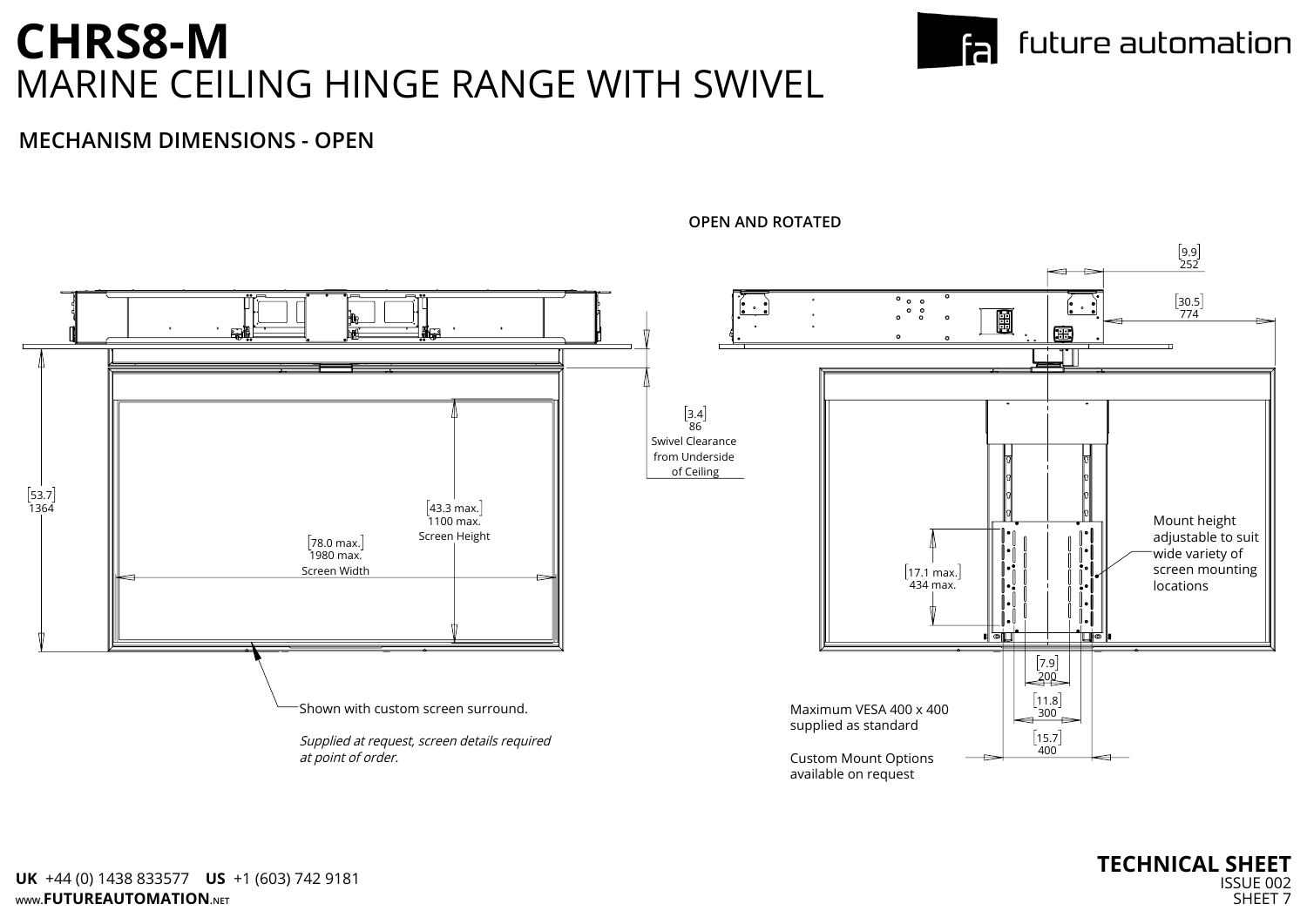# CHRS8-M

## MARINE CEILING HINGE RANGE WITH SWIVEL

future automation

### MECHANISM DIMENSIONS - OPEN

[53.7]
1364

[43.3 max.]
1100 max.
Screen Height

[78.0 max.]
1980 max.
Screen Width

[3.4]
86
Swivel Clearance from Underside of Ceiling

Shown with custom screen surround.

*Supplied at request, screen details required at point of order.*

**OPEN AND ROTATED**

[9.9]
252

[30.5]
774

[17.1 max.]
434 max.

Mount height adjustable to suit wide variety of screen mounting locations

[7.9]
200

[11.8]
300

[15.7]
400

Maximum VESA 400 x 400 supplied as standard

Custom Mount Options available on request

**UK** +44 (0) 1438 833577 **US** +1 (603) 742 9181
www.**FUTUREAUTOMATION**.NET

**TECHNICAL SHEET**
ISSUE 002